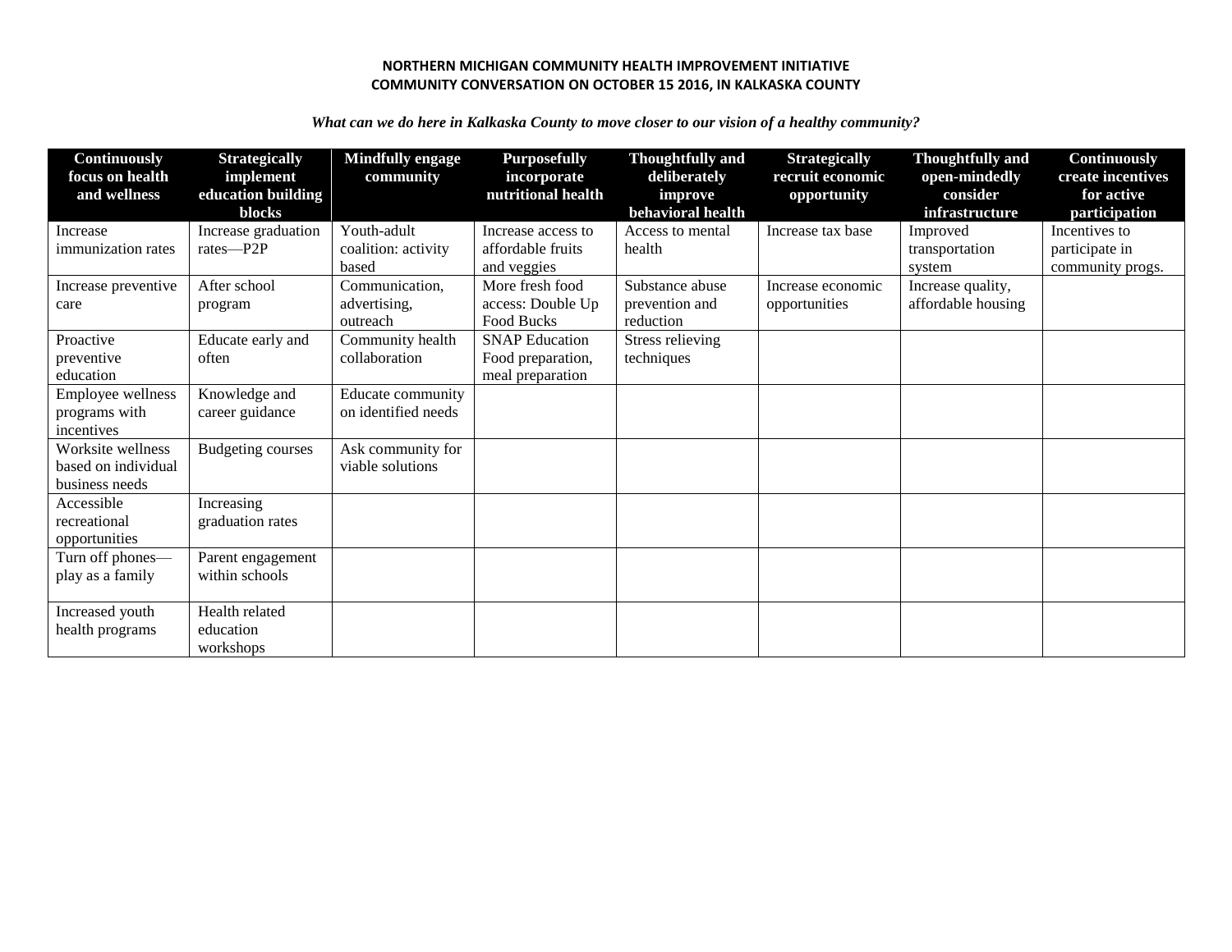**NORTHERN MICHIGAN COMMUNITY HEALTH IMPROVEMENT INITIATIVE**
**COMMUNITY CONVERSATION ON OCTOBER 15 2016, IN KALKASKA COUNTY**

***What can we do here in Kalkaska County to move closer to our vision of a healthy community?***

| Continuously focus on health and wellness | Strategically implement education building blocks | Mindfully engage community | Purposefully incorporate nutritional health | Thoughtfully and deliberately improve behavioral health | Strategically recruit economic opportunity | Thoughtfully and open-mindedly consider infrastructure | Continuously create incentives for active participation |
|---|---|---|---|---|---|---|---|
| Increase immunization rates | Increase graduation rates—P2P | Youth-adult coalition: activity based | Increase access to affordable fruits and veggies | Access to mental health | Increase tax base | Improved transportation system | Incentives to participate in community progs. |
| Increase preventive care | After school program | Communication, advertising, outreach | More fresh food access: Double Up Food Bucks | Substance abuse prevention and reduction | Increase economic opportunities | Increase quality, affordable housing | |
| Proactive preventive education | Educate early and often | Community health collaboration | SNAP Education Food preparation, meal preparation | Stress relieving techniques | | | |
| Employee wellness programs with incentives | Knowledge and career guidance | Educate community on identified needs | | | | | |
| Worksite wellness based on individual business needs | Budgeting courses | Ask community for viable solutions | | | | | |
| Accessible recreational opportunities | Increasing graduation rates | | | | | | |
| Turn off phones—play as a family | Parent engagement within schools | | | | | | |
| Increased youth health programs | Health related education workshops | | | | | | |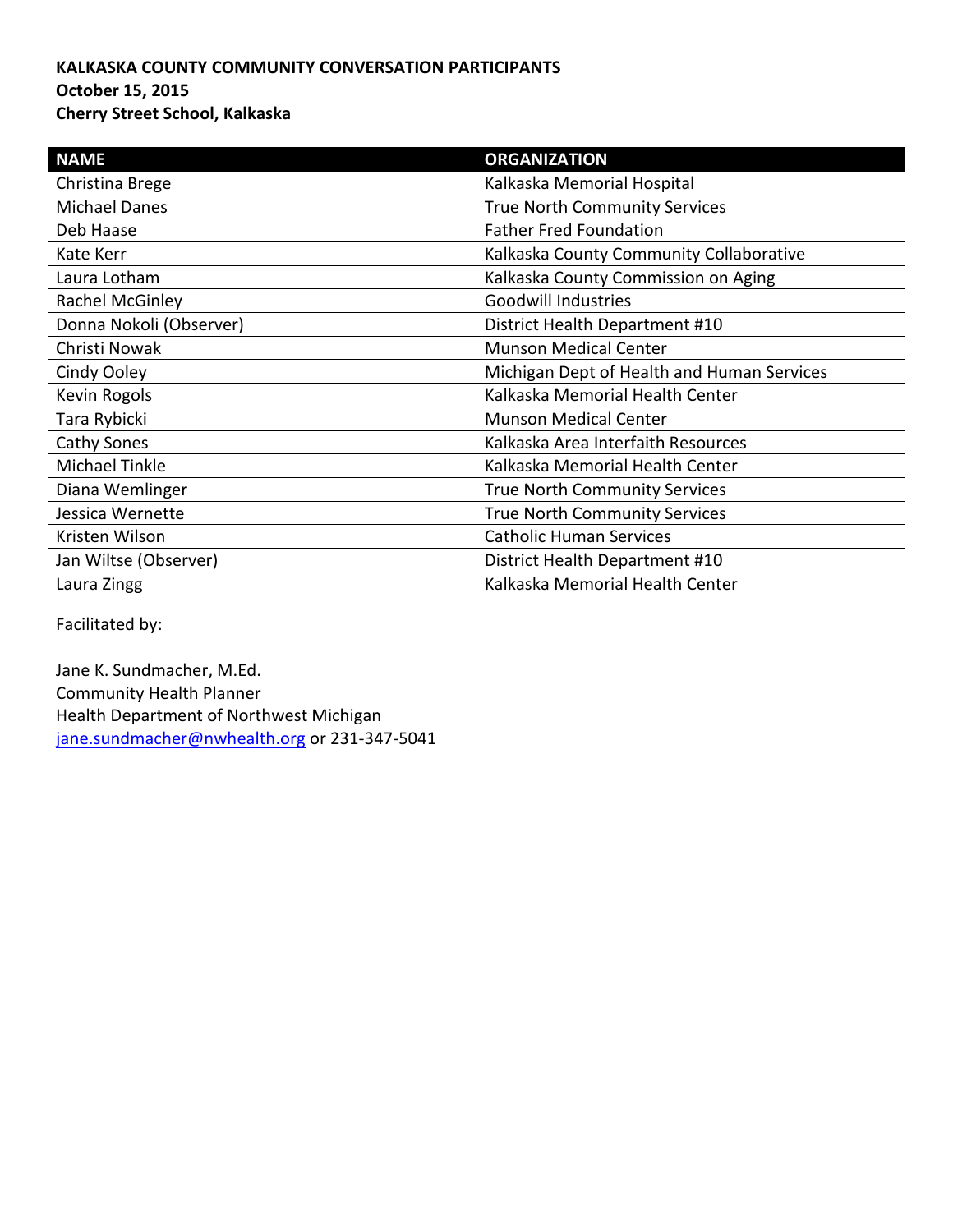**KALKASKA COUNTY COMMUNITY CONVERSATION PARTICIPANTS**
**October 15, 2015**
**Cherry Street School, Kalkaska**

| NAME | ORGANIZATION |
|---|---|
| Christina Brege | Kalkaska Memorial Hospital |
| Michael Danes | True North Community Services |
| Deb Haase | Father Fred Foundation |
| Kate Kerr | Kalkaska County Community Collaborative |
| Laura Lotham | Kalkaska County Commission on Aging |
| Rachel McGinley | Goodwill Industries |
| Donna Nokoli (Observer) | District Health Department #10 |
| Christi Nowak | Munson Medical Center |
| Cindy Ooley | Michigan Dept of Health and Human Services |
| Kevin Rogols | Kalkaska Memorial Health Center |
| Tara Rybicki | Munson Medical Center |
| Cathy Sones | Kalkaska Area Interfaith Resources |
| Michael Tinkle | Kalkaska Memorial Health Center |
| Diana Wemlinger | True North Community Services |
| Jessica Wernette | True North Community Services |
| Kristen Wilson | Catholic Human Services |
| Jan Wiltse (Observer) | District Health Department #10 |
| Laura Zingg | Kalkaska Memorial Health Center |

Facilitated by:

Jane K. Sundmacher, M.Ed.
Community Health Planner
Health Department of Northwest Michigan
jane.sundmacher@nwhealth.org or 231-347-5041